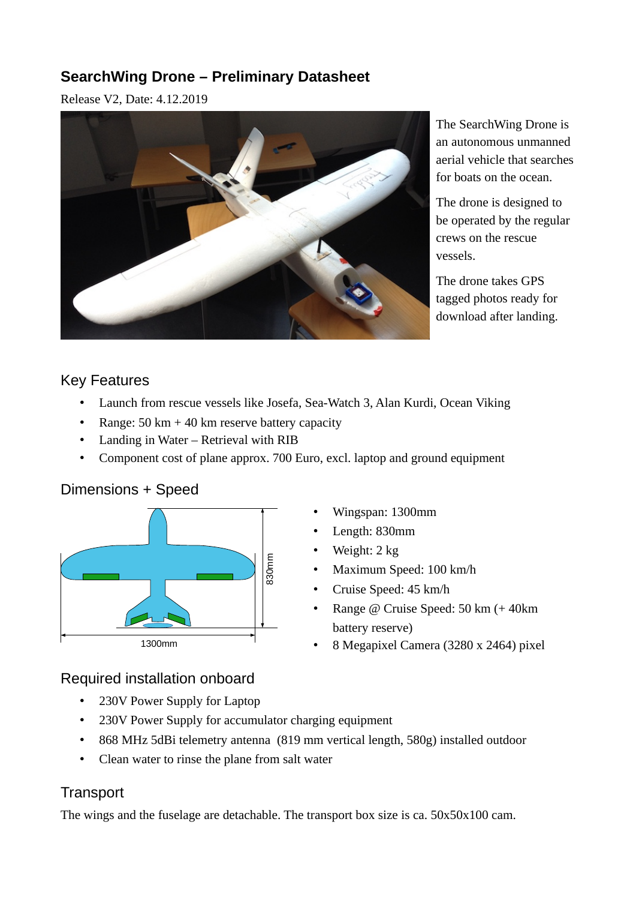# SearchWing Drone – Preliminary Datasheet

Release V2, Date: 4.12.2019

The SearchWing Drone is an autonomous unmanned aerial vehicle that searches for boats on the ocean.

The drone is designed to be operated by the regular crews on the rescue vessels.

The drone takes GPS tagged photos ready for download after landing.

## Key Features

- Launch from rescue vessels like Josefa, Sea-Watch 3, Alan Kurdi, Ocean Viking
- Range: 50 km + 40 km reserve battery capacity
- Landing in Water – Retrieval with RIB
- Component cost of plane approx. 700 Euro, excl. laptop and ground equipment

## Dimensions + Speed

830mm

1300mm

- Wingspan: 1300mm
- Length: 830mm
- Weight: 2 kg
- Maximum Speed: 100 km/h
- Cruise Speed: 45 km/h
- Range @ Cruise Speed: 50 km (+ 40km battery reserve)
- 8 Megapixel Camera (3280 x 2464) pixel

## Required installation onboard

- 230V Power Supply for Laptop
- 230V Power Supply for accumulator charging equipment
- 868 MHz 5dBi telemetry antenna (819 mm vertical length, 580g) installed outdoor
- Clean water to rinse the plane from salt water

## Transport

The wings and the fuselage are detachable. The transport box size is ca. 50x50x100 cam.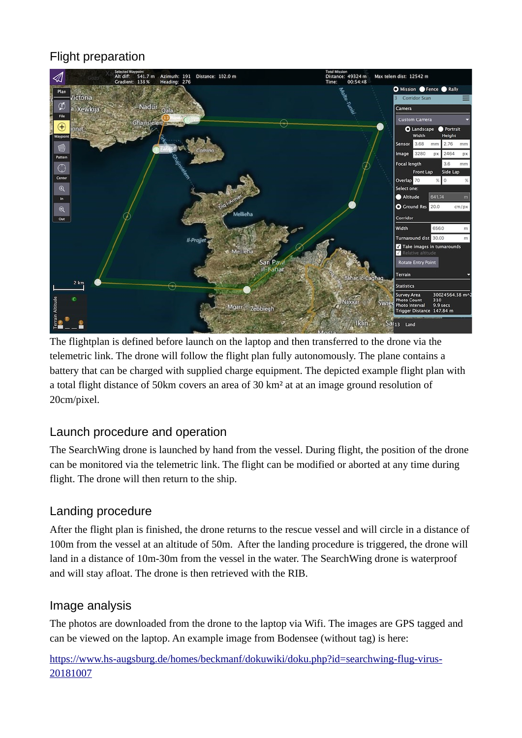## Flight preparation

The flightplan is defined before launch on the laptop and then transferred to the drone via the telemetric link. The drone will follow the flight plan fully autonomously. The plane contains a battery that can be charged with supplied charge equipment. The depicted example flight plan with a total flight distance of 50km covers an area of 30 km² at at an image ground resolution of 20cm/pixel.

## Launch procedure and operation

The SearchWing drone is launched by hand from the vessel. During flight, the position of the drone can be monitored via the telemetric link. The flight can be modified or aborted at any time during flight. The drone will then return to the ship.

## Landing procedure

After the flight plan is finished, the drone returns to the rescue vessel and will circle in a distance of 100m from the vessel at an altitude of 50m. After the landing procedure is triggered, the drone will land in a distance of 10m-30m from the vessel in the water. The SearchWing drone is waterproof and will stay afloat. The drone is then retrieved with the RIB.

## Image analysis

The photos are downloaded from the drone to the laptop via Wifi. The images are GPS tagged and can be viewed on the laptop. An example image from Bodensee (without tag) is here:

[https://www.hs-augsburg.de/homes/beckmanf/dokuwiki/doku.php?id=searchwing-flug-virus-20181007](https://www.hs-augsburg.de/homes/beckmanf/dokuwiki/doku.php?id=searchwing-flug-virus-20181007)